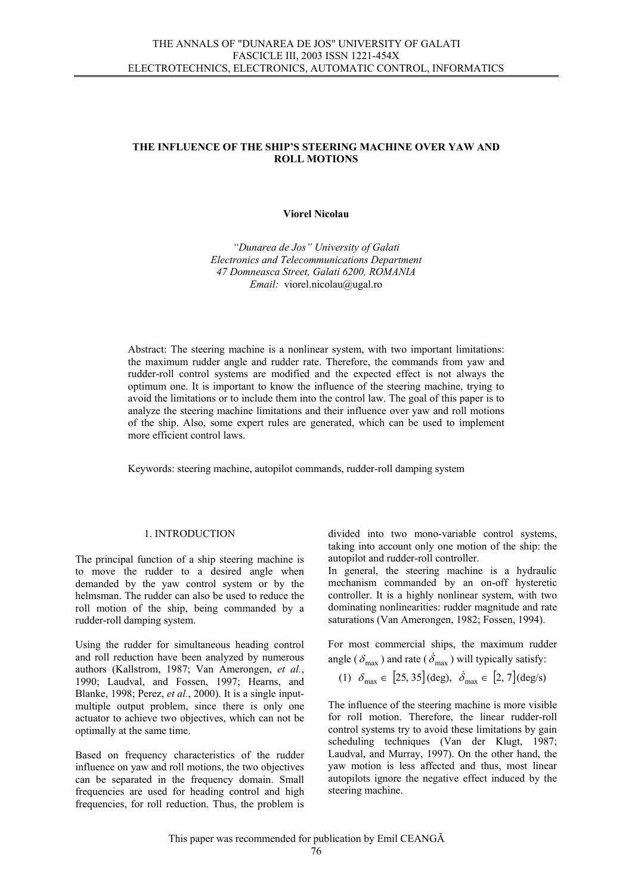# THE INFLUENCE OF THE SHIP'S STEERING MACHINE OVER YAW AND ROLL MOTIONS

**Viorel Nicolau**

*"Dunarea de Jos" University of Galati*
*Electronics and Telecommunications Department*
*47 Domneasca Street, Galati 6200, ROMANIA*
*Email:* viorel.nicolau@ugal.ro

Abstract: The steering machine is a nonlinear system, with two important limitations: the maximum rudder angle and rudder rate. Therefore, the commands from yaw and rudder-roll control systems are modified and the expected effect is not always the optimum one. It is important to know the influence of the steering machine, trying to avoid the limitations or to include them into the control law. The goal of this paper is to analyze the steering machine limitations and their influence over yaw and roll motions of the ship. Also, some expert rules are generated, which can be used to implement more efficient control laws.

Keywords: steering machine, autopilot commands, rudder-roll damping system

## 1. INTRODUCTION

The principal function of a ship steering machine is to move the rudder to a desired angle when demanded by the yaw control system or by the helmsman. The rudder can also be used to reduce the roll motion of the ship, being commanded by a rudder-roll damping system.

Using the rudder for simultaneous heading control and roll reduction have been analyzed by numerous authors (Kallstrom, 1987; Van Amerongen, *et al.*, 1990; Laudval, and Fossen, 1997; Hearns, and Blanke, 1998; Perez, *et al.*, 2000). It is a single input-multiple output problem, since there is only one actuator to achieve two objectives, which can not be optimally at the same time.

Based on frequency characteristics of the rudder influence on yaw and roll motions, the two objectives can be separated in the frequency domain. Small frequencies are used for heading control and high frequencies, for roll reduction. Thus, the problem is divided into two mono-variable control systems, taking into account only one motion of the ship: the autopilot and rudder-roll controller.

In general, the steering machine is a hydraulic mechanism commanded by an on-off hysteretic controller. It is a highly nonlinear system, with two dominating nonlinearities: rudder magnitude and rate saturations (Van Amerongen, 1982; Fossen, 1994).

For most commercial ships, the maximum rudder angle ($\delta_{\max}$) and rate ($\dot{\delta}_{\max}$) will typically satisfy:

$$(1)\quad \delta_{\max} \in [25, 35]\,(\text{deg}),\quad \dot{\delta}_{\max} \in [2, 7]\,(\text{deg/s})$$

The influence of the steering machine is more visible for roll motion. Therefore, the linear rudder-roll control systems try to avoid these limitations by gain scheduling techniques (Van der Klugt, 1987; Laudval, and Murray, 1997). On the other hand, the yaw motion is less affected and thus, most linear autopilots ignore the negative effect induced by the steering machine.

This paper was recommended for publication by Emil CEANGĂ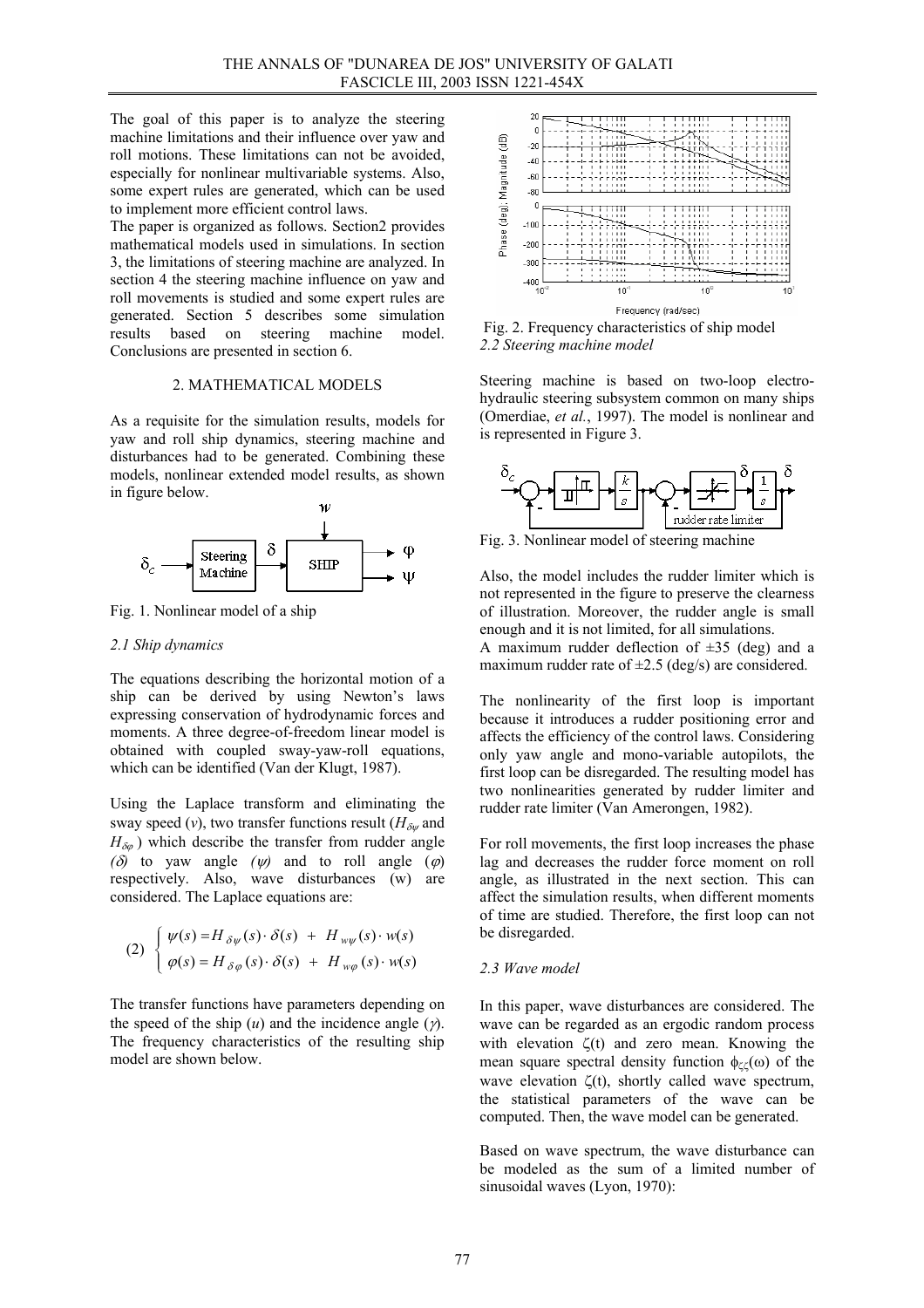The goal of this paper is to analyze the steering machine limitations and their influence over yaw and roll motions. These limitations can not be avoided, especially for nonlinear multivariable systems. Also, some expert rules are generated, which can be used to implement more efficient control laws.

The paper is organized as follows. Section2 provides mathematical models used in simulations. In section 3, the limitations of steering machine are analyzed. In section 4 the steering machine influence on yaw and roll movements is studied and some expert rules are generated. Section 5 describes some simulation results based on steering machine model. Conclusions are presented in section 6.

## 2. MATHEMATICAL MODELS

As a requisite for the simulation results, models for yaw and roll ship dynamics, steering machine and disturbances had to be generated. Combining these models, nonlinear extended model results, as shown in figure below.

Fig. 1. Nonlinear model of a ship

### *2.1 Ship dynamics*

The equations describing the horizontal motion of a ship can be derived by using Newton's laws expressing conservation of hydrodynamic forces and moments. A three degree-of-freedom linear model is obtained with coupled sway-yaw-roll equations, which can be identified (Van der Klugt, 1987).

Using the Laplace transform and eliminating the sway speed ($v$), two transfer functions result ($H_{\delta\psi}$ and $H_{\delta\varphi}$) which describe the transfer from rudder angle ($\delta$) to yaw angle ($\psi$) and to roll angle ($\varphi$) respectively. Also, wave disturbances (w) are considered. The Laplace equations are:

$$(2) \quad \begin{cases} \psi(s) = H_{\delta\psi}(s) \cdot \delta(s) \; + \; H_{w\psi}(s) \cdot w(s) \\ \varphi(s) = H_{\delta\varphi}(s) \cdot \delta(s) \; + \; H_{w\varphi}(s) \cdot w(s) \end{cases}$$

The transfer functions have parameters depending on the speed of the ship ($u$) and the incidence angle ($\gamma$). The frequency characteristics of the resulting ship model are shown below.

Fig. 2. Frequency characteristics of ship model

### *2.2 Steering machine model*

Steering machine is based on two-loop electro-hydraulic steering subsystem common on many ships (Omerdiae, *et al.*, 1997). The model is nonlinear and is represented in Figure 3.

Fig. 3. Nonlinear model of steering machine

Also, the model includes the rudder limiter which is not represented in the figure to preserve the clearness of illustration. Moreover, the rudder angle is small enough and it is not limited, for all simulations.

A maximum rudder deflection of ±35 (deg) and a maximum rudder rate of ±2.5 (deg/s) are considered.

The nonlinearity of the first loop is important because it introduces a rudder positioning error and affects the efficiency of the control laws. Considering only yaw angle and mono-variable autopilots, the first loop can be disregarded. The resulting model has two nonlinearities generated by rudder limiter and rudder rate limiter (Van Amerongen, 1982).

For roll movements, the first loop increases the phase lag and decreases the rudder force moment on roll angle, as illustrated in the next section. This can affect the simulation results, when different moments of time are studied. Therefore, the first loop can not be disregarded.

### *2.3 Wave model*

In this paper, wave disturbances are considered. The wave can be regarded as an ergodic random process with elevation $\zeta(t)$ and zero mean. Knowing the mean square spectral density function $\phi_{\zeta\zeta}(\omega)$ of the wave elevation $\zeta(t)$, shortly called wave spectrum, the statistical parameters of the wave can be computed. Then, the wave model can be generated.

Based on wave spectrum, the wave disturbance can be modeled as the sum of a limited number of sinusoidal waves (Lyon, 1970):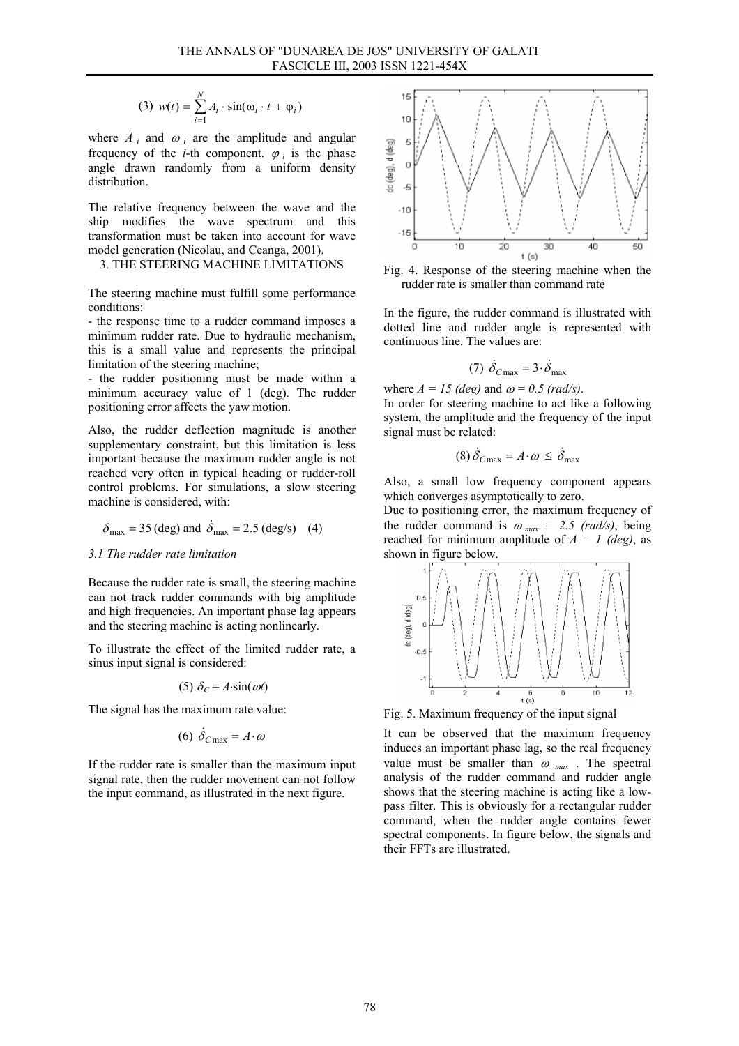$$(3)\ w(t) = \sum_{i=1}^{N} A_i \cdot \sin(\omega_i \cdot t + \varphi_i)$$

where $A_i$ and $\omega_i$ are the amplitude and angular frequency of the *i*-th component. $\varphi_i$ is the phase angle drawn randomly from a uniform density distribution.

The relative frequency between the wave and the ship modifies the wave spectrum and this transformation must be taken into account for wave model generation (Nicolau, and Ceanga, 2001).

## 3. THE STEERING MACHINE LIMITATIONS

The steering machine must fulfill some performance conditions:

- the response time to a rudder command imposes a minimum rudder rate. Due to hydraulic mechanism, this is a small value and represents the principal limitation of the steering machine;
- the rudder positioning must be made within a minimum accuracy value of 1 (deg). The rudder positioning error affects the yaw motion.

Also, the rudder deflection magnitude is another supplementary constraint, but this limitation is less important because the maximum rudder angle is not reached very often in typical heading or rudder-roll control problems. For simulations, a slow steering machine is considered, with:

$$\delta_{\max} = 35\,(\text{deg}) \text{ and } \dot{\delta}_{\max} = 2.5\,(\text{deg/s}) \quad (4)$$

### *3.1 The rudder rate limitation*

Because the rudder rate is small, the steering machine can not track rudder commands with big amplitude and high frequencies. An important phase lag appears and the steering machine is acting nonlinearly.

To illustrate the effect of the limited rudder rate, a sinus input signal is considered:

$$(5)\ \delta_C = A \cdot \sin(\omega t)$$

The signal has the maximum rate value:

$$(6)\ \dot{\delta}_{C\max} = A \cdot \omega$$

If the rudder rate is smaller than the maximum input signal rate, then the rudder movement can not follow the input command, as illustrated in the next figure.

Fig. 4. Response of the steering machine when the rudder rate is smaller than command rate

In the figure, the rudder command is illustrated with dotted line and rudder angle is represented with continuous line. The values are:

$$(7)\ \dot{\delta}_{C\max} = 3 \cdot \dot{\delta}_{\max}$$

where $A = 15$ *(deg)* and $\omega = 0.5$ *(rad/s)*.

In order for steering machine to act like a following system, the amplitude and the frequency of the input signal must be related:

$$(8)\ \dot{\delta}_{C\max} = A \cdot \omega \leq \dot{\delta}_{\max}$$

Also, a small low frequency component appears which converges asymptotically to zero.

Due to positioning error, the maximum frequency of the rudder command is $\omega_{max} = 2.5$ *(rad/s)*, being reached for minimum amplitude of $A = 1$ *(deg)*, as shown in figure below.

Fig. 5. Maximum frequency of the input signal

It can be observed that the maximum frequency induces an important phase lag, so the real frequency value must be smaller than $\omega_{max}$. The spectral analysis of the rudder command and rudder angle shows that the steering machine is acting like a low-pass filter. This is obviously for a rectangular rudder command, when the rudder angle contains fewer spectral components. In figure below, the signals and their FFTs are illustrated.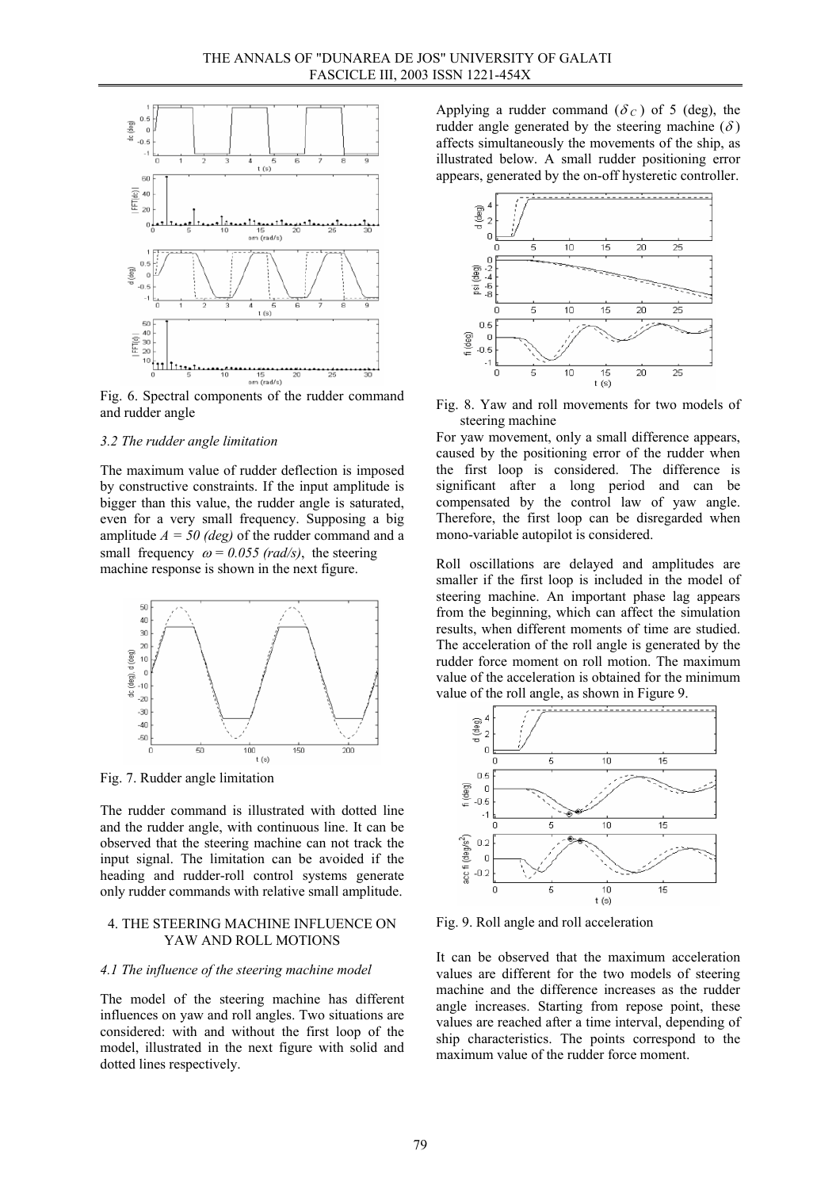Fig. 6. Spectral components of the rudder command and rudder angle

### 3.2 The rudder angle limitation

The maximum value of rudder deflection is imposed by constructive constraints. If the input amplitude is bigger than this value, the rudder angle is saturated, even for a very small frequency. Supposing a big amplitude $A = 50$ *(deg)* of the rudder command and a small frequency $\omega = 0.055$ *(rad/s)*, the steering machine response is shown in the next figure.

Fig. 7. Rudder angle limitation

The rudder command is illustrated with dotted line and the rudder angle, with continuous line. It can be observed that the steering machine can not track the input signal. The limitation can be avoided if the heading and rudder-roll control systems generate only rudder commands with relative small amplitude.

## 4. THE STEERING MACHINE INFLUENCE ON YAW AND ROLL MOTIONS

### 4.1 The influence of the steering machine model

The model of the steering machine has different influences on yaw and roll angles. Two situations are considered: with and without the first loop of the model, illustrated in the next figure with solid and dotted lines respectively.

Applying a rudder command ($\delta_C$) of 5 (deg), the rudder angle generated by the steering machine ($\delta$) affects simultaneously the movements of the ship, as illustrated below. A small rudder positioning error appears, generated by the on-off hysteretic controller.

Fig. 8. Yaw and roll movements for two models of steering machine

For yaw movement, only a small difference appears, caused by the positioning error of the rudder when the first loop is considered. The difference is significant after a long period and can be compensated by the control law of yaw angle. Therefore, the first loop can be disregarded when mono-variable autopilot is considered.

Roll oscillations are delayed and amplitudes are smaller if the first loop is included in the model of steering machine. An important phase lag appears from the beginning, which can affect the simulation results, when different moments of time are studied. The acceleration of the roll angle is generated by the rudder force moment on roll motion. The maximum value of the acceleration is obtained for the minimum value of the roll angle, as shown in Figure 9.

Fig. 9. Roll angle and roll acceleration

It can be observed that the maximum acceleration values are different for the two models of steering machine and the difference increases as the rudder angle increases. Starting from repose point, these values are reached after a time interval, depending of ship characteristics. The points correspond to the maximum value of the rudder force moment.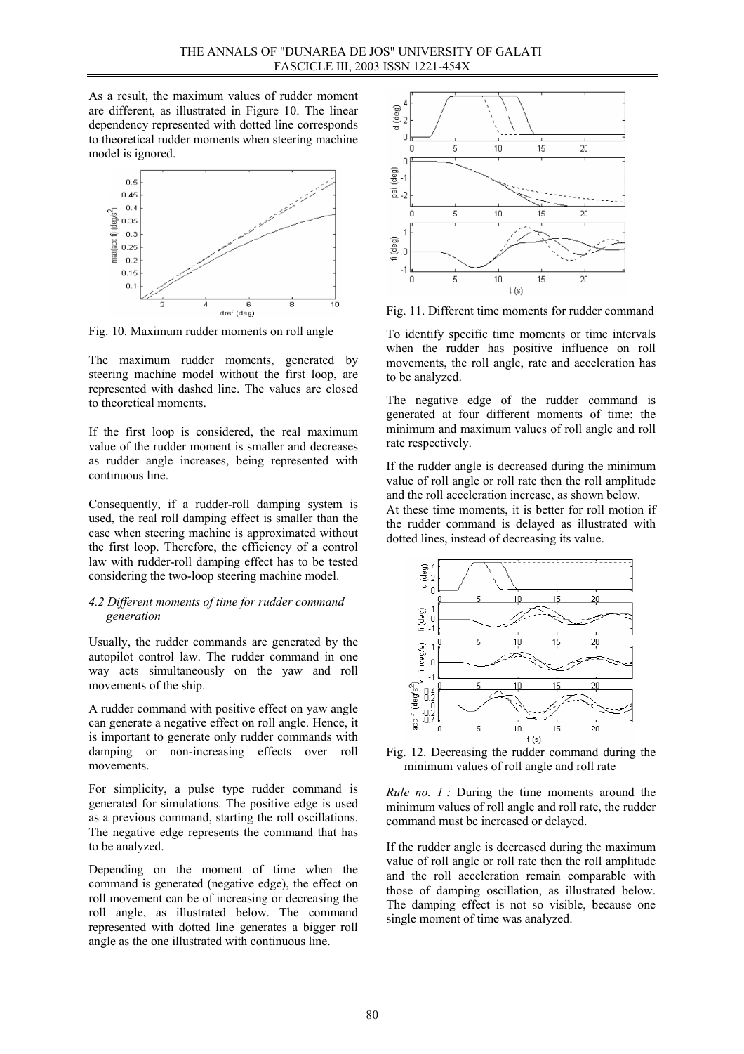As a result, the maximum values of rudder moment are different, as illustrated in Figure 10. The linear dependency represented with dotted line corresponds to theoretical rudder moments when steering machine model is ignored.

Fig. 10. Maximum rudder moments on roll angle

The maximum rudder moments, generated by steering machine model without the first loop, are represented with dashed line. The values are closed to theoretical moments.

If the first loop is considered, the real maximum value of the rudder moment is smaller and decreases as rudder angle increases, being represented with continuous line.

Consequently, if a rudder-roll damping system is used, the real roll damping effect is smaller than the case when steering machine is approximated without the first loop. Therefore, the efficiency of a control law with rudder-roll damping effect has to be tested considering the two-loop steering machine model.

### *4.2 Different moments of time for rudder command generation*

Usually, the rudder commands are generated by the autopilot control law. The rudder command in one way acts simultaneously on the yaw and roll movements of the ship.

A rudder command with positive effect on yaw angle can generate a negative effect on roll angle. Hence, it is important to generate only rudder commands with damping or non-increasing effects over roll movements.

For simplicity, a pulse type rudder command is generated for simulations. The positive edge is used as a previous command, starting the roll oscillations. The negative edge represents the command that has to be analyzed.

Depending on the moment of time when the command is generated (negative edge), the effect on roll movement can be of increasing or decreasing the roll angle, as illustrated below. The command represented with dotted line generates a bigger roll angle as the one illustrated with continuous line.

Fig. 11. Different time moments for rudder command

To identify specific time moments or time intervals when the rudder has positive influence on roll movements, the roll angle, rate and acceleration has to be analyzed.

The negative edge of the rudder command is generated at four different moments of time: the minimum and maximum values of roll angle and roll rate respectively.

If the rudder angle is decreased during the minimum value of roll angle or roll rate then the roll amplitude and the roll acceleration increase, as shown below. At these time moments, it is better for roll motion if the rudder command is delayed as illustrated with dotted lines, instead of decreasing its value.

Fig. 12. Decreasing the rudder command during the minimum values of roll angle and roll rate

*Rule no. 1 :* During the time moments around the minimum values of roll angle and roll rate, the rudder command must be increased or delayed.

If the rudder angle is decreased during the maximum value of roll angle or roll rate then the roll amplitude and the roll acceleration remain comparable with those of damping oscillation, as illustrated below. The damping effect is not so visible, because one single moment of time was analyzed.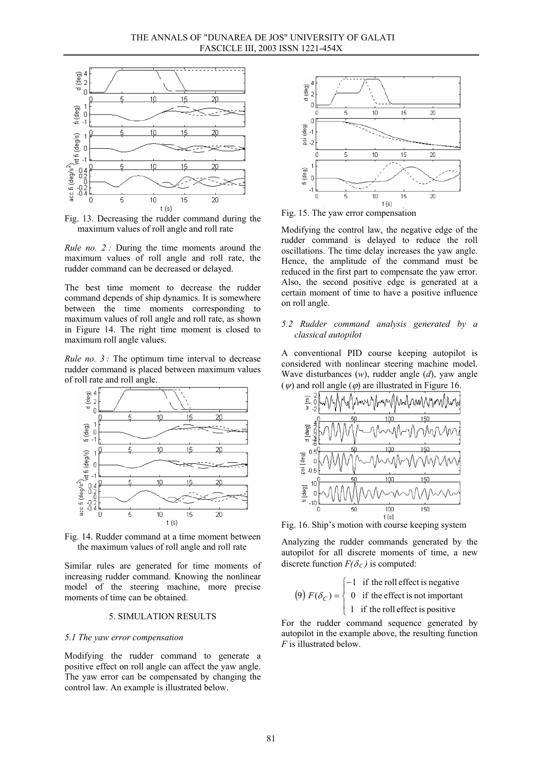Fig. 13. Decreasing the rudder command during the maximum values of roll angle and roll rate

*Rule no. 2 :* During the time moments around the maximum values of roll angle and roll rate, the rudder command can be decreased or delayed.

The best time moment to decrease the rudder command depends of ship dynamics. It is somewhere between the time moments corresponding to maximum values of roll angle and roll rate, as shown in Figure 14. The right time moment is closed to maximum roll angle values.

*Rule no. 3 :* The optimum time interval to decrease rudder command is placed between maximum values of roll rate and roll angle.

Fig. 14. Rudder command at a time moment between the maximum values of roll angle and roll rate

Similar rules are generated for time moments of increasing rudder command. Knowing the nonlinear model of the steering machine, more precise moments of time can be obtained.

## 5. SIMULATION RESULTS

### *5.1 The yaw error compensation*

Modifying the rudder command to generate a positive effect on roll angle can affect the yaw angle. The yaw error can be compensated by changing the control law. An example is illustrated below.

Fig. 15. The yaw error compensation

Modifying the control law, the negative edge of the rudder command is delayed to reduce the roll oscillations. The time delay increases the yaw angle. Hence, the amplitude of the command must be reduced in the first part to compensate the yaw error. Also, the second positive edge is generated at a certain moment of time to have a positive influence on roll angle.

### *5.2 Rudder command analysis generated by a classical autopilot*

A conventional PID course keeping autopilot is considered with nonlinear steering machine model. Wave disturbances ($w$), rudder angle ($d$), yaw angle ($\psi$) and roll angle ($\varphi$) are illustrated in Figure 16.

Fig. 16. Ship's motion with course keeping system

Analyzing the rudder commands generated by the autopilot for all discrete moments of time, a new discrete function $F(\delta_C)$ is computed:

$$(9)\; F(\delta_C) = \begin{cases} -1 & \text{if the roll effect is negative} \\ 0 & \text{if the effect is not important} \\ 1 & \text{if the roll effect is positive} \end{cases}$$

For the rudder command sequence generated by autopilot in the example above, the resulting function $F$ is illustrated below.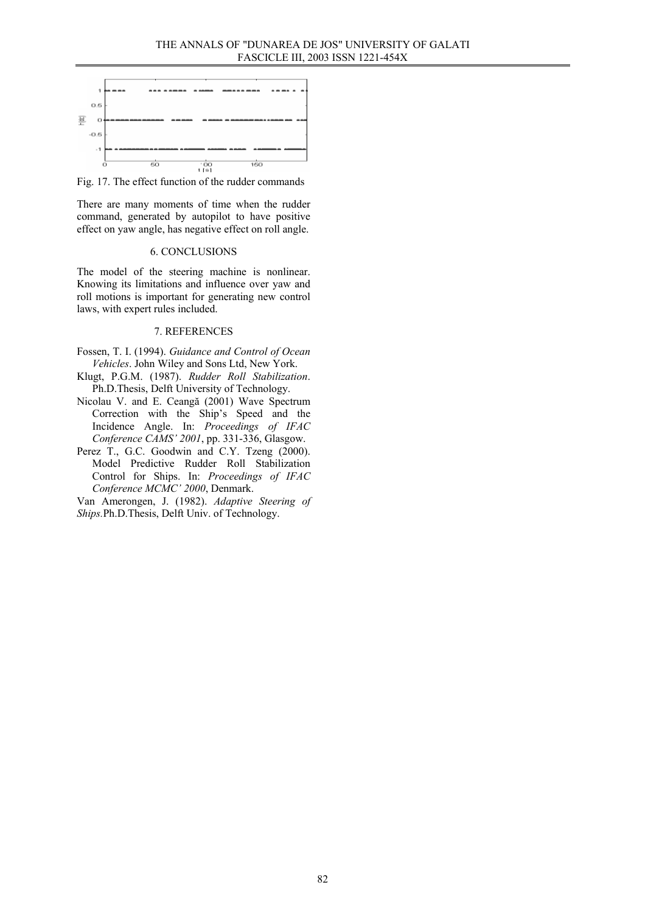1

0.5

0

-0.5

-1

0 50 100 150

t [s]

Fig. 17. The effect function of the rudder commands

There are many moments of time when the rudder command, generated by autopilot to have positive effect on yaw angle, has negative effect on roll angle.

## 6. CONCLUSIONS

The model of the steering machine is nonlinear. Knowing its limitations and influence over yaw and roll motions is important for generating new control laws, with expert rules included.

## 7. REFERENCES

Fossen, T. I. (1994). *Guidance and Control of Ocean Vehicles*. John Wiley and Sons Ltd, New York.

Klugt, P.G.M. (1987). *Rudder Roll Stabilization*. Ph.D.Thesis, Delft University of Technology.

Nicolau V. and E. Ceangă (2001) Wave Spectrum Correction with the Ship's Speed and the Incidence Angle. In: *Proceedings of IFAC Conference CAMS' 2001*, pp. 331-336, Glasgow.

Perez T., G.C. Goodwin and C.Y. Tzeng (2000). Model Predictive Rudder Roll Stabilization Control for Ships. In: *Proceedings of IFAC Conference MCMC' 2000*, Denmark.

Van Amerongen, J. (1982). *Adaptive Steering of Ships.* Ph.D.Thesis, Delft Univ. of Technology.